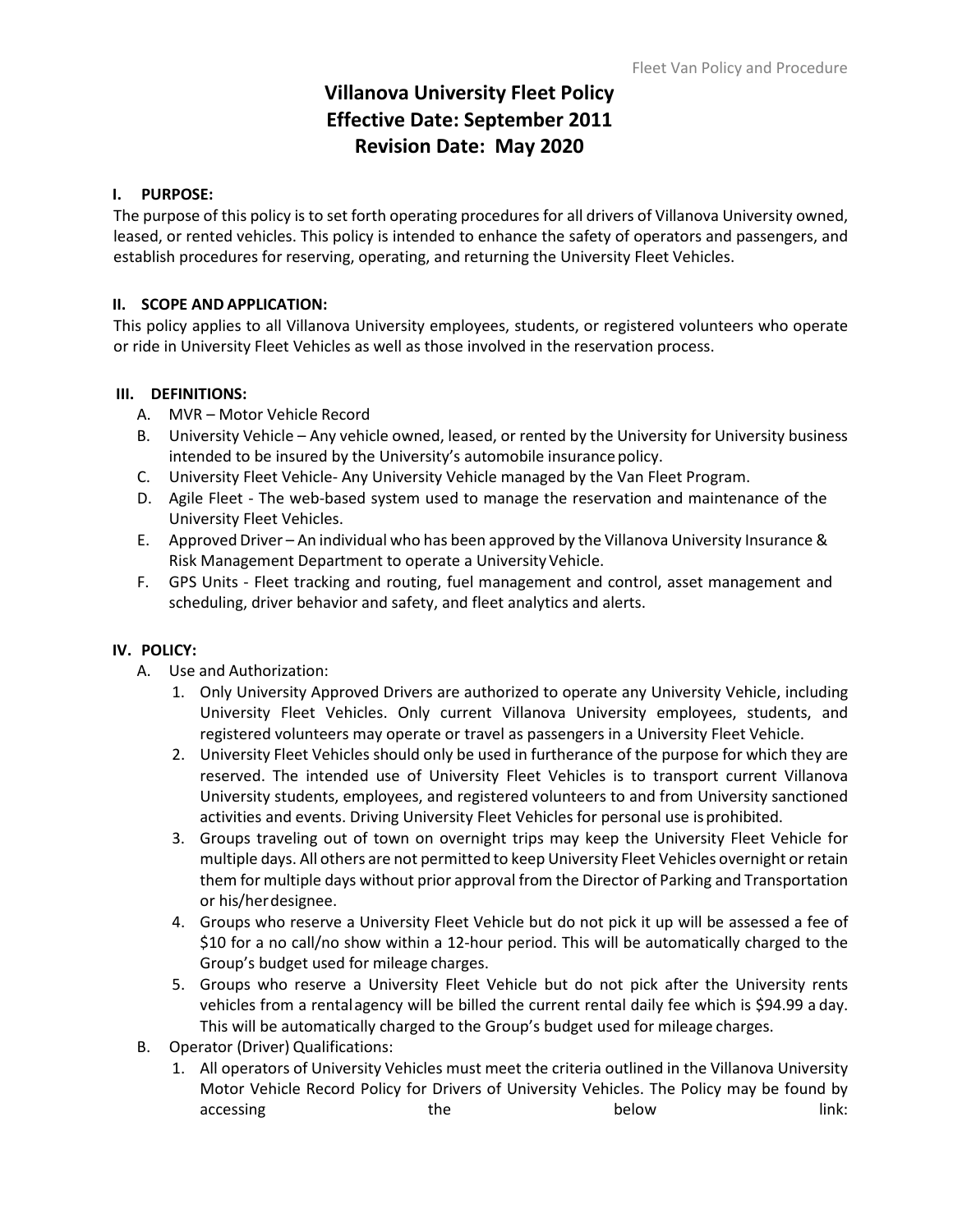# Villanova University Fleet Policy
# Effective Date: September 2011
# Revision Date: May 2020

## I. PURPOSE:

The purpose of this policy is to set forth operating procedures for all drivers of Villanova University owned, leased, or rented vehicles. This policy is intended to enhance the safety of operators and passengers, and establish procedures for reserving, operating, and returning the University Fleet Vehicles.

## II. SCOPE AND APPLICATION:

This policy applies to all Villanova University employees, students, or registered volunteers who operate or ride in University Fleet Vehicles as well as those involved in the reservation process.

## III. DEFINITIONS:

A. MVR – Motor Vehicle Record

B. University Vehicle – Any vehicle owned, leased, or rented by the University for University business intended to be insured by the University's automobile insurance policy.

C. University Fleet Vehicle- Any University Vehicle managed by the Van Fleet Program.

D. Agile Fleet - The web-based system used to manage the reservation and maintenance of the University Fleet Vehicles.

E. Approved Driver – An individual who has been approved by the Villanova University Insurance & Risk Management Department to operate a University Vehicle.

F. GPS Units - Fleet tracking and routing, fuel management and control, asset management and scheduling, driver behavior and safety, and fleet analytics and alerts.

## IV. POLICY:

A. Use and Authorization:

1. Only University Approved Drivers are authorized to operate any University Vehicle, including University Fleet Vehicles. Only current Villanova University employees, students, and registered volunteers may operate or travel as passengers in a University Fleet Vehicle.
2. University Fleet Vehicles should only be used in furtherance of the purpose for which they are reserved. The intended use of University Fleet Vehicles is to transport current Villanova University students, employees, and registered volunteers to and from University sanctioned activities and events. Driving University Fleet Vehicles for personal use is prohibited.
3. Groups traveling out of town on overnight trips may keep the University Fleet Vehicle for multiple days. All others are not permitted to keep University Fleet Vehicles overnight or retain them for multiple days without prior approval from the Director of Parking and Transportation or his/her designee.
4. Groups who reserve a University Fleet Vehicle but do not pick it up will be assessed a fee of $10 for a no call/no show within a 12-hour period. This will be automatically charged to the Group's budget used for mileage charges.
5. Groups who reserve a University Fleet Vehicle but do not pick after the University rents vehicles from a rental agency will be billed the current rental daily fee which is $94.99 a day. This will be automatically charged to the Group's budget used for mileage charges.

B. Operator (Driver) Qualifications:

1. All operators of University Vehicles must meet the criteria outlined in the Villanova University Motor Vehicle Record Policy for Drivers of University Vehicles. The Policy may be found by accessing the below link: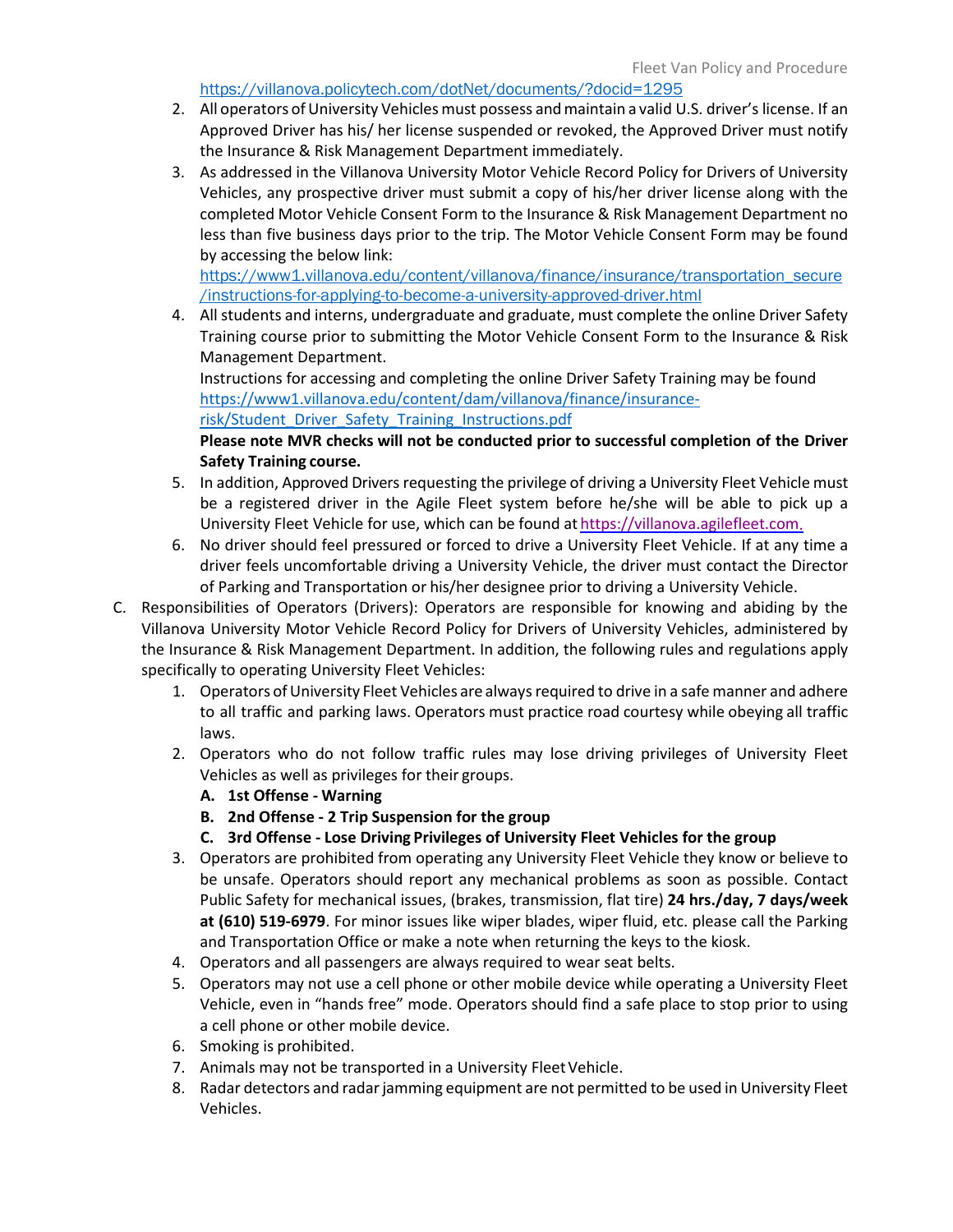https://villanova.policytech.com/dotNet/documents/?docid=1295

2. All operators of University Vehicles must possess and maintain a valid U.S. driver's license. If an Approved Driver has his/ her license suspended or revoked, the Approved Driver must notify the Insurance & Risk Management Department immediately.
3. As addressed in the Villanova University Motor Vehicle Record Policy for Drivers of University Vehicles, any prospective driver must submit a copy of his/her driver license along with the completed Motor Vehicle Consent Form to the Insurance & Risk Management Department no less than five business days prior to the trip. The Motor Vehicle Consent Form may be found by accessing the below link: https://www1.villanova.edu/content/villanova/finance/insurance/transportation_secure/instructions-for-applying-to-become-a-university-approved-driver.html
4. All students and interns, undergraduate and graduate, must complete the online Driver Safety Training course prior to submitting the Motor Vehicle Consent Form to the Insurance & Risk Management Department.
   Instructions for accessing and completing the online Driver Safety Training may be found https://www1.villanova.edu/content/dam/villanova/finance/insurance-risk/Student_Driver_Safety_Training_Instructions.pdf
   **Please note MVR checks will not be conducted prior to successful completion of the Driver Safety Training course.**
5. In addition, Approved Drivers requesting the privilege of driving a University Fleet Vehicle must be a registered driver in the Agile Fleet system before he/she will be able to pick up a University Fleet Vehicle for use, which can be found at https://villanova.agilefleet.com.
6. No driver should feel pressured or forced to drive a University Fleet Vehicle. If at any time a driver feels uncomfortable driving a University Vehicle, the driver must contact the Director of Parking and Transportation or his/her designee prior to driving a University Vehicle.

C. Responsibilities of Operators (Drivers): Operators are responsible for knowing and abiding by the Villanova University Motor Vehicle Record Policy for Drivers of University Vehicles, administered by the Insurance & Risk Management Department. In addition, the following rules and regulations apply specifically to operating University Fleet Vehicles:
   1. Operators of University Fleet Vehicles are always required to drive in a safe manner and adhere to all traffic and parking laws. Operators must practice road courtesy while obeying all traffic laws.
   2. Operators who do not follow traffic rules may lose driving privileges of University Fleet Vehicles as well as privileges for their groups.
      **A. 1st Offense - Warning**
      **B. 2nd Offense - 2 Trip Suspension for the group**
      **C. 3rd Offense - Lose Driving Privileges of University Fleet Vehicles for the group**
   3. Operators are prohibited from operating any University Fleet Vehicle they know or believe to be unsafe. Operators should report any mechanical problems as soon as possible. Contact Public Safety for mechanical issues, (brakes, transmission, flat tire) **24 hrs./day, 7 days/week at (610) 519-6979**. For minor issues like wiper blades, wiper fluid, etc. please call the Parking and Transportation Office or make a note when returning the keys to the kiosk.
   4. Operators and all passengers are always required to wear seat belts.
   5. Operators may not use a cell phone or other mobile device while operating a University Fleet Vehicle, even in "hands free" mode. Operators should find a safe place to stop prior to using a cell phone or other mobile device.
   6. Smoking is prohibited.
   7. Animals may not be transported in a University Fleet Vehicle.
   8. Radar detectors and radar jamming equipment are not permitted to be used in University Fleet Vehicles.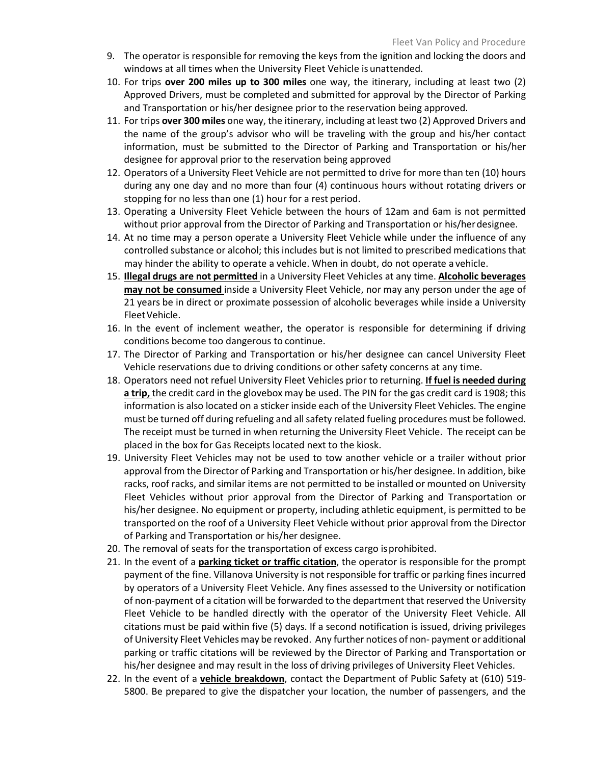9. The operator is responsible for removing the keys from the ignition and locking the doors and windows at all times when the University Fleet Vehicle is unattended.
10. For trips **over 200 miles up to 300 miles** one way, the itinerary, including at least two (2) Approved Drivers, must be completed and submitted for approval by the Director of Parking and Transportation or his/her designee prior to the reservation being approved.
11. For trips **over 300 miles** one way, the itinerary, including at least two (2) Approved Drivers and the name of the group's advisor who will be traveling with the group and his/her contact information, must be submitted to the Director of Parking and Transportation or his/her designee for approval prior to the reservation being approved
12. Operators of a University Fleet Vehicle are not permitted to drive for more than ten (10) hours during any one day and no more than four (4) continuous hours without rotating drivers or stopping for no less than one (1) hour for a rest period.
13. Operating a University Fleet Vehicle between the hours of 12am and 6am is not permitted without prior approval from the Director of Parking and Transportation or his/her designee.
14. At no time may a person operate a University Fleet Vehicle while under the influence of any controlled substance or alcohol; this includes but is not limited to prescribed medications that may hinder the ability to operate a vehicle. When in doubt, do not operate a vehicle.
15. <u>**Illegal drugs are not permitted**</u> in a University Fleet Vehicles at any time. <u>**Alcoholic beverages may not be consumed**</u> inside a University Fleet Vehicle, nor may any person under the age of 21 years be in direct or proximate possession of alcoholic beverages while inside a University Fleet Vehicle.
16. In the event of inclement weather, the operator is responsible for determining if driving conditions become too dangerous to continue.
17. The Director of Parking and Transportation or his/her designee can cancel University Fleet Vehicle reservations due to driving conditions or other safety concerns at any time.
18. Operators need not refuel University Fleet Vehicles prior to returning. <u>**If fuel is needed during a trip,**</u> the credit card in the glovebox may be used. The PIN for the gas credit card is 1908; this information is also located on a sticker inside each of the University Fleet Vehicles. The engine must be turned off during refueling and all safety related fueling procedures must be followed. The receipt must be turned in when returning the University Fleet Vehicle. The receipt can be placed in the box for Gas Receipts located next to the kiosk.
19. University Fleet Vehicles may not be used to tow another vehicle or a trailer without prior approval from the Director of Parking and Transportation or his/her designee. In addition, bike racks, roof racks, and similar items are not permitted to be installed or mounted on University Fleet Vehicles without prior approval from the Director of Parking and Transportation or his/her designee. No equipment or property, including athletic equipment, is permitted to be transported on the roof of a University Fleet Vehicle without prior approval from the Director of Parking and Transportation or his/her designee.
20. The removal of seats for the transportation of excess cargo is prohibited.
21. In the event of a <u>**parking ticket or traffic citation**</u>, the operator is responsible for the prompt payment of the fine. Villanova University is not responsible for traffic or parking fines incurred by operators of a University Fleet Vehicle. Any fines assessed to the University or notification of non-payment of a citation will be forwarded to the department that reserved the University Fleet Vehicle to be handled directly with the operator of the University Fleet Vehicle. All citations must be paid within five (5) days. If a second notification is issued, driving privileges of University Fleet Vehicles may be revoked. Any further notices of non- payment or additional parking or traffic citations will be reviewed by the Director of Parking and Transportation or his/her designee and may result in the loss of driving privileges of University Fleet Vehicles.
22. In the event of a <u>**vehicle breakdown**</u>, contact the Department of Public Safety at (610) 519-5800. Be prepared to give the dispatcher your location, the number of passengers, and the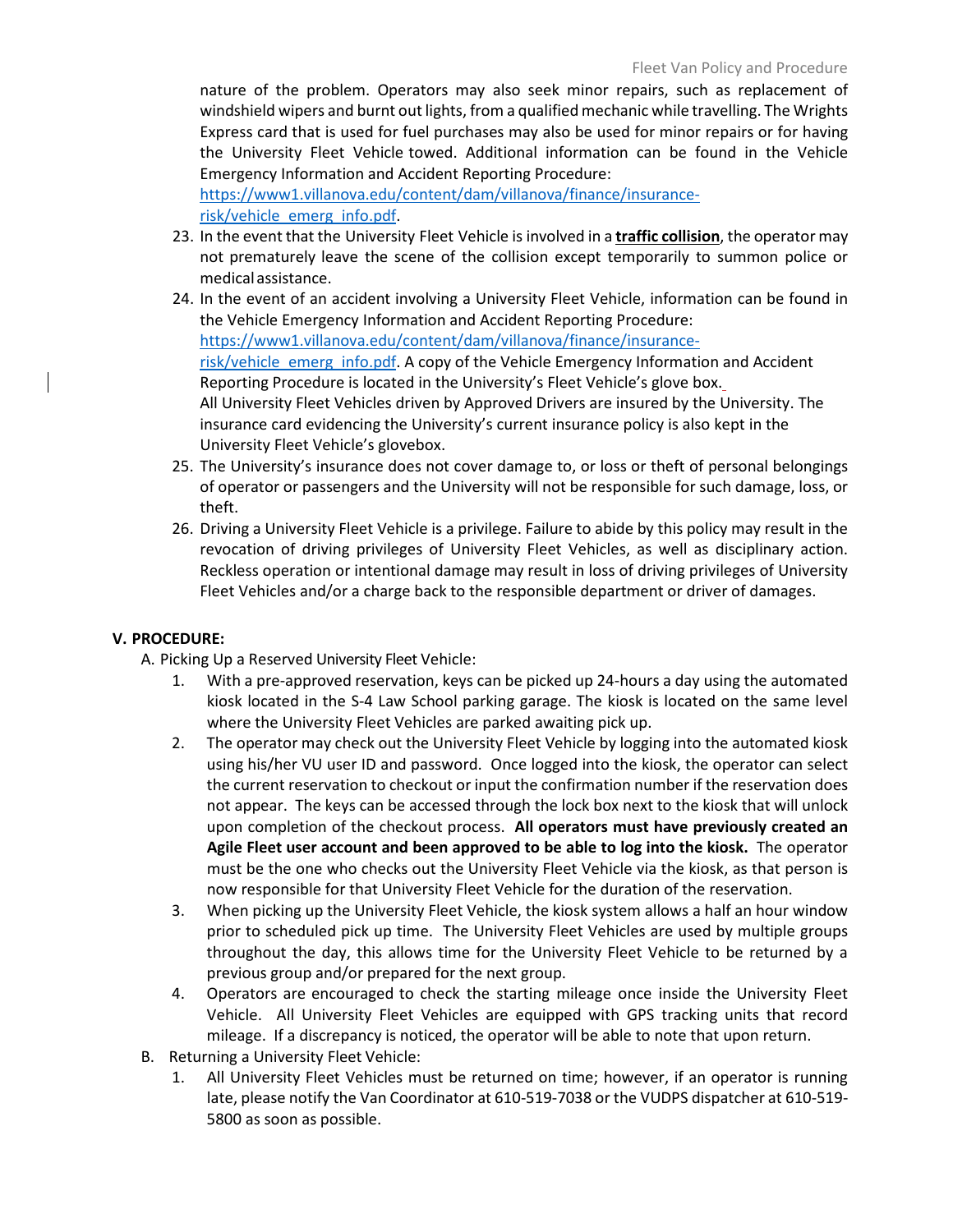nature of the problem. Operators may also seek minor repairs, such as replacement of windshield wipers and burnt out lights, from a qualified mechanic while travelling. The Wrights Express card that is used for fuel purchases may also be used for minor repairs or for having the University Fleet Vehicle towed. Additional information can be found in the Vehicle Emergency Information and Accident Reporting Procedure: https://www1.villanova.edu/content/dam/villanova/finance/insurance-risk/vehicle_emerg_info.pdf.

23. In the event that the University Fleet Vehicle is involved in a **traffic collision**, the operator may not prematurely leave the scene of the collision except temporarily to summon police or medical assistance.
24. In the event of an accident involving a University Fleet Vehicle, information can be found in the Vehicle Emergency Information and Accident Reporting Procedure: https://www1.villanova.edu/content/dam/villanova/finance/insurance-risk/vehicle_emerg_info.pdf. A copy of the Vehicle Emergency Information and Accident Reporting Procedure is located in the University's Fleet Vehicle's glove box.
    All University Fleet Vehicles driven by Approved Drivers are insured by the University. The insurance card evidencing the University's current insurance policy is also kept in the University Fleet Vehicle's glovebox.
25. The University's insurance does not cover damage to, or loss or theft of personal belongings of operator or passengers and the University will not be responsible for such damage, loss, or theft.
26. Driving a University Fleet Vehicle is a privilege. Failure to abide by this policy may result in the revocation of driving privileges of University Fleet Vehicles, as well as disciplinary action. Reckless operation or intentional damage may result in loss of driving privileges of University Fleet Vehicles and/or a charge back to the responsible department or driver of damages.

## V. PROCEDURE:

A. Picking Up a Reserved University Fleet Vehicle:

1. With a pre-approved reservation, keys can be picked up 24-hours a day using the automated kiosk located in the S-4 Law School parking garage. The kiosk is located on the same level where the University Fleet Vehicles are parked awaiting pick up.
2. The operator may check out the University Fleet Vehicle by logging into the automated kiosk using his/her VU user ID and password. Once logged into the kiosk, the operator can select the current reservation to checkout or input the confirmation number if the reservation does not appear. The keys can be accessed through the lock box next to the kiosk that will unlock upon completion of the checkout process. **All operators must have previously created an Agile Fleet user account and been approved to be able to log into the kiosk.** The operator must be the one who checks out the University Fleet Vehicle via the kiosk, as that person is now responsible for that University Fleet Vehicle for the duration of the reservation.
3. When picking up the University Fleet Vehicle, the kiosk system allows a half an hour window prior to scheduled pick up time. The University Fleet Vehicles are used by multiple groups throughout the day, this allows time for the University Fleet Vehicle to be returned by a previous group and/or prepared for the next group.
4. Operators are encouraged to check the starting mileage once inside the University Fleet Vehicle. All University Fleet Vehicles are equipped with GPS tracking units that record mileage. If a discrepancy is noticed, the operator will be able to note that upon return.

B. Returning a University Fleet Vehicle:

1. All University Fleet Vehicles must be returned on time; however, if an operator is running late, please notify the Van Coordinator at 610-519-7038 or the VUDPS dispatcher at 610-519-5800 as soon as possible.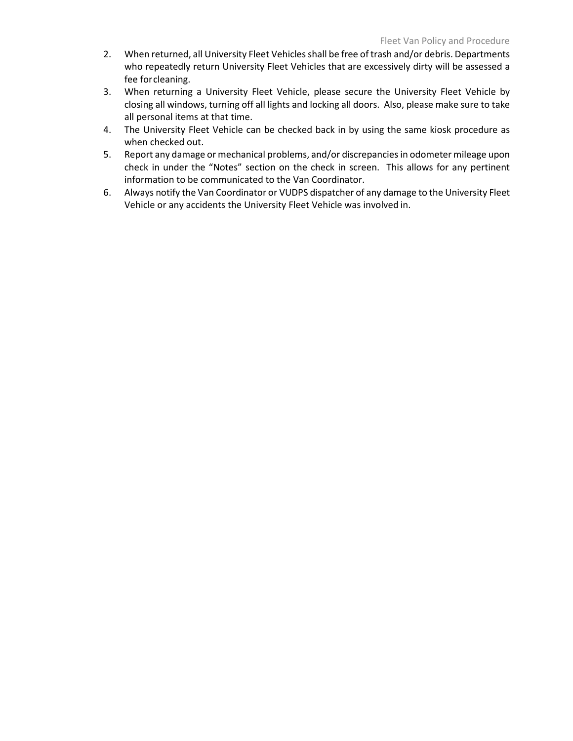2. When returned, all University Fleet Vehicles shall be free of trash and/or debris. Departments who repeatedly return University Fleet Vehicles that are excessively dirty will be assessed a fee for cleaning.
3. When returning a University Fleet Vehicle, please secure the University Fleet Vehicle by closing all windows, turning off all lights and locking all doors. Also, please make sure to take all personal items at that time.
4. The University Fleet Vehicle can be checked back in by using the same kiosk procedure as when checked out.
5. Report any damage or mechanical problems, and/or discrepancies in odometer mileage upon check in under the "Notes" section on the check in screen. This allows for any pertinent information to be communicated to the Van Coordinator.
6. Always notify the Van Coordinator or VUDPS dispatcher of any damage to the University Fleet Vehicle or any accidents the University Fleet Vehicle was involved in.